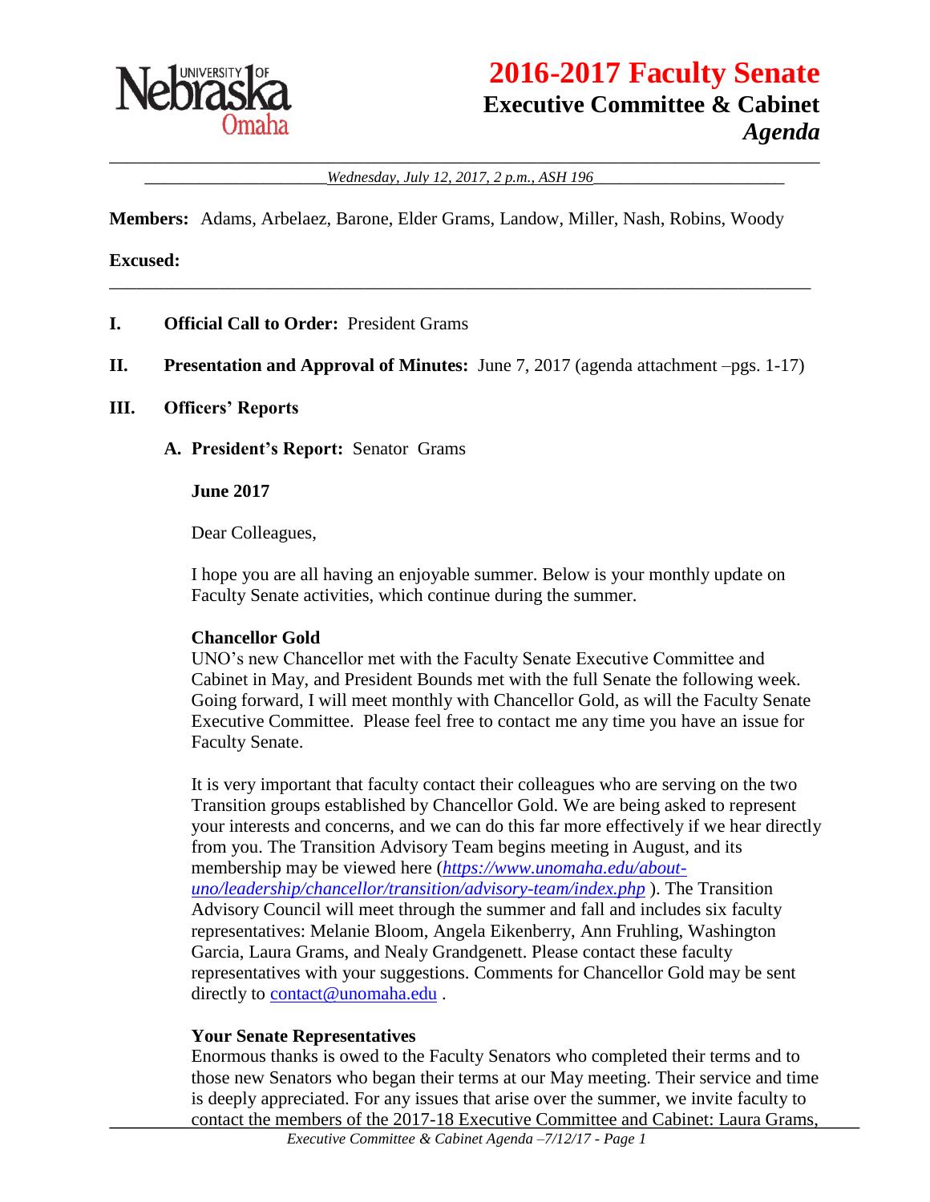# 2016-2017 Faculty Senate

## Executive Committee & Cabinet

## *Agenda*

*Wednesday, July 12, 2017, 2 p.m., ASH 196*

**Members:** Adams, Arbelaez, Barone, Elder Grams, Landow, Miller, Nash, Robins, Woody

**Excused:**

---

**I. Official Call to Order:** President Grams

**II. Presentation and Approval of Minutes:** June 7, 2017 (agenda attachment –pgs. 1-17)

**III. Officers' Reports**

**A. President's Report:** Senator Grams

**June 2017**

Dear Colleagues,

I hope you are all having an enjoyable summer. Below is your monthly update on Faculty Senate activities, which continue during the summer.

**Chancellor Gold**

UNO's new Chancellor met with the Faculty Senate Executive Committee and Cabinet in May, and President Bounds met with the full Senate the following week. Going forward, I will meet monthly with Chancellor Gold, as will the Faculty Senate Executive Committee. Please feel free to contact me any time you have an issue for Faculty Senate.

It is very important that faculty contact their colleagues who are serving on the two Transition groups established by Chancellor Gold. We are being asked to represent your interests and concerns, and we can do this far more effectively if we hear directly from you. The Transition Advisory Team begins meeting in August, and its membership may be viewed here (*https://www.unomaha.edu/about-uno/leadership/chancellor/transition/advisory-team/index.php* ). The Transition Advisory Council will meet through the summer and fall and includes six faculty representatives: Melanie Bloom, Angela Eikenberry, Ann Fruhling, Washington Garcia, Laura Grams, and Nealy Grandgenett. Please contact these faculty representatives with your suggestions. Comments for Chancellor Gold may be sent directly to contact@unomaha.edu .

**Your Senate Representatives**

Enormous thanks is owed to the Faculty Senators who completed their terms and to those new Senators who began their terms at our May meeting. Their service and time is deeply appreciated. For any issues that arise over the summer, we invite faculty to contact the members of the 2017-18 Executive Committee and Cabinet: Laura Grams,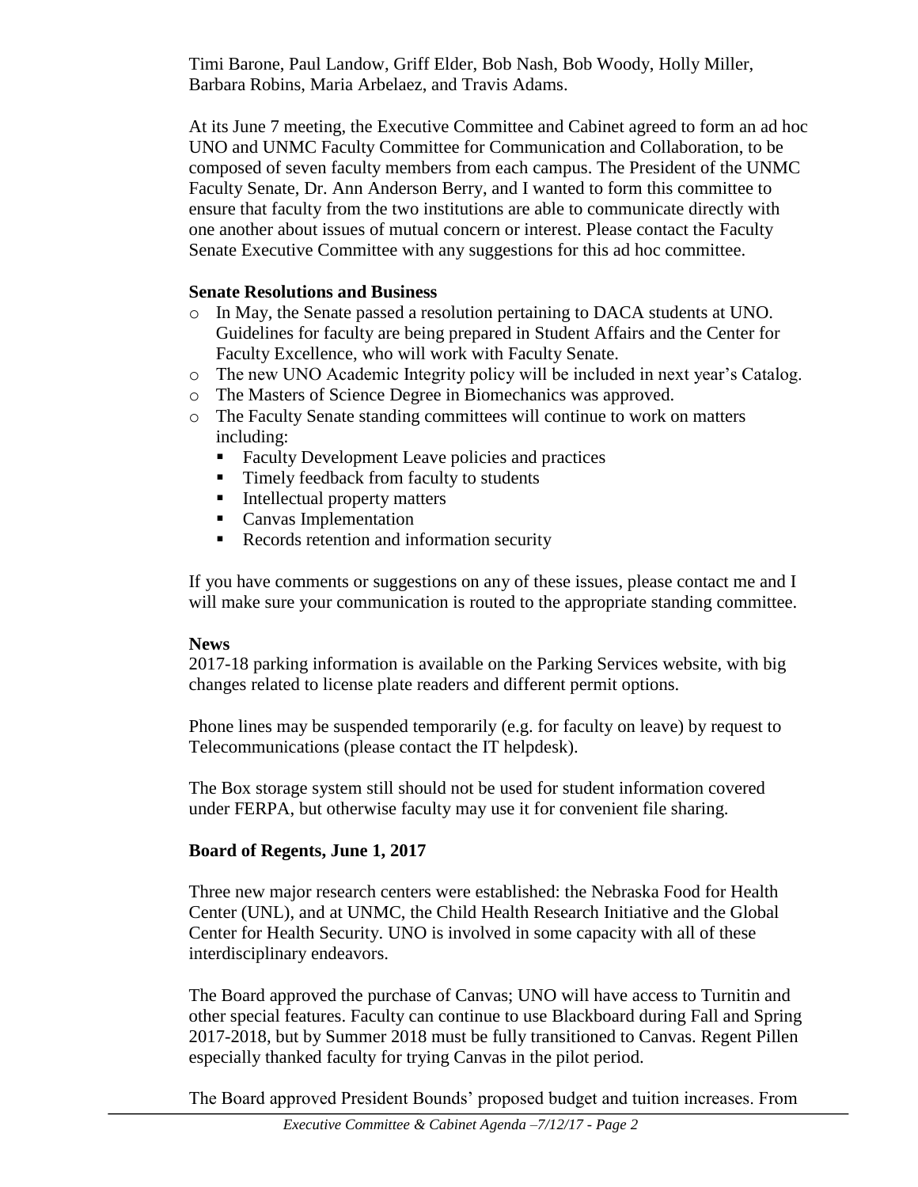Timi Barone, Paul Landow, Griff Elder, Bob Nash, Bob Woody, Holly Miller, Barbara Robins, Maria Arbelaez, and Travis Adams.

At its June 7 meeting, the Executive Committee and Cabinet agreed to form an ad hoc UNO and UNMC Faculty Committee for Communication and Collaboration, to be composed of seven faculty members from each campus. The President of the UNMC Faculty Senate, Dr. Ann Anderson Berry, and I wanted to form this committee to ensure that faculty from the two institutions are able to communicate directly with one another about issues of mutual concern or interest. Please contact the Faculty Senate Executive Committee with any suggestions for this ad hoc committee.

**Senate Resolutions and Business**

- In May, the Senate passed a resolution pertaining to DACA students at UNO. Guidelines for faculty are being prepared in Student Affairs and the Center for Faculty Excellence, who will work with Faculty Senate.
- The new UNO Academic Integrity policy will be included in next year's Catalog.
- The Masters of Science Degree in Biomechanics was approved.
- The Faculty Senate standing committees will continue to work on matters including:
  - Faculty Development Leave policies and practices
  - Timely feedback from faculty to students
  - Intellectual property matters
  - Canvas Implementation
  - Records retention and information security

If you have comments or suggestions on any of these issues, please contact me and I will make sure your communication is routed to the appropriate standing committee.

**News**

2017-18 parking information is available on the Parking Services website, with big changes related to license plate readers and different permit options.

Phone lines may be suspended temporarily (e.g. for faculty on leave) by request to Telecommunications (please contact the IT helpdesk).

The Box storage system still should not be used for student information covered under FERPA, but otherwise faculty may use it for convenient file sharing.

**Board of Regents, June 1, 2017**

Three new major research centers were established: the Nebraska Food for Health Center (UNL), and at UNMC, the Child Health Research Initiative and the Global Center for Health Security. UNO is involved in some capacity with all of these interdisciplinary endeavors.

The Board approved the purchase of Canvas; UNO will have access to Turnitin and other special features. Faculty can continue to use Blackboard during Fall and Spring 2017-2018, but by Summer 2018 must be fully transitioned to Canvas. Regent Pillen especially thanked faculty for trying Canvas in the pilot period.

The Board approved President Bounds' proposed budget and tuition increases. From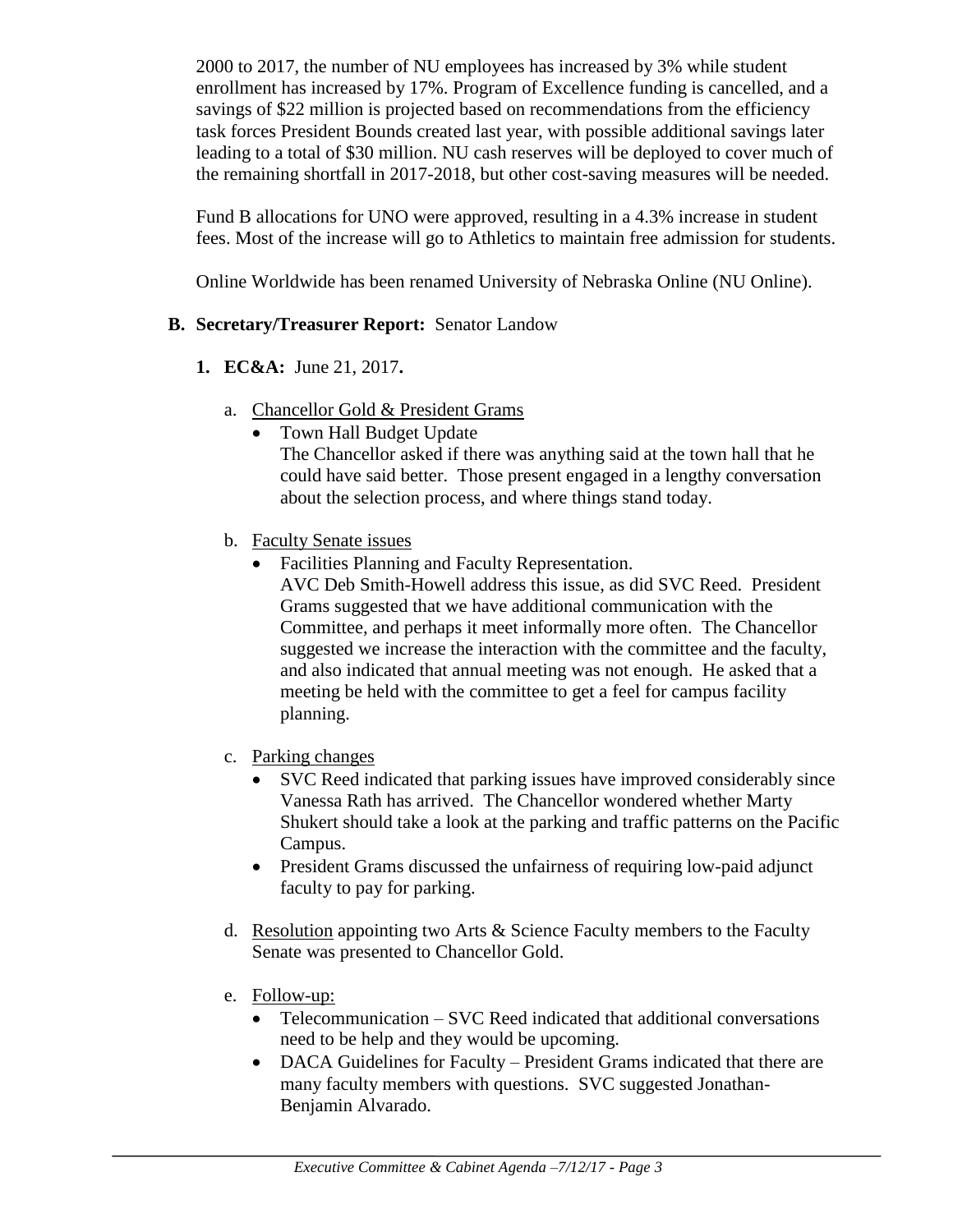2000 to 2017, the number of NU employees has increased by 3% while student enrollment has increased by 17%. Program of Excellence funding is cancelled, and a savings of $22 million is projected based on recommendations from the efficiency task forces President Bounds created last year, with possible additional savings later leading to a total of $30 million. NU cash reserves will be deployed to cover much of the remaining shortfall in 2017-2018, but other cost-saving measures will be needed.

Fund B allocations for UNO were approved, resulting in a 4.3% increase in student fees. Most of the increase will go to Athletics to maintain free admission for students.

Online Worldwide has been renamed University of Nebraska Online (NU Online).

**B. Secretary/Treasurer Report:** Senator Landow

**1. EC&A:** June 21, 2017**.**

a. Chancellor Gold & President Grams
  - Town Hall Budget Update
    The Chancellor asked if there was anything said at the town hall that he could have said better. Those present engaged in a lengthy conversation about the selection process, and where things stand today.

b. Faculty Senate issues
  - Facilities Planning and Faculty Representation.
    AVC Deb Smith-Howell address this issue, as did SVC Reed. President Grams suggested that we have additional communication with the Committee, and perhaps it meet informally more often. The Chancellor suggested we increase the interaction with the committee and the faculty, and also indicated that annual meeting was not enough. He asked that a meeting be held with the committee to get a feel for campus facility planning.

c. Parking changes
  - SVC Reed indicated that parking issues have improved considerably since Vanessa Rath has arrived. The Chancellor wondered whether Marty Shukert should take a look at the parking and traffic patterns on the Pacific Campus.
  - President Grams discussed the unfairness of requiring low-paid adjunct faculty to pay for parking.

d. Resolution appointing two Arts & Science Faculty members to the Faculty Senate was presented to Chancellor Gold.

e. Follow-up:
  - Telecommunication – SVC Reed indicated that additional conversations need to be help and they would be upcoming.
  - DACA Guidelines for Faculty – President Grams indicated that there are many faculty members with questions. SVC suggested Jonathan-Benjamin Alvarado.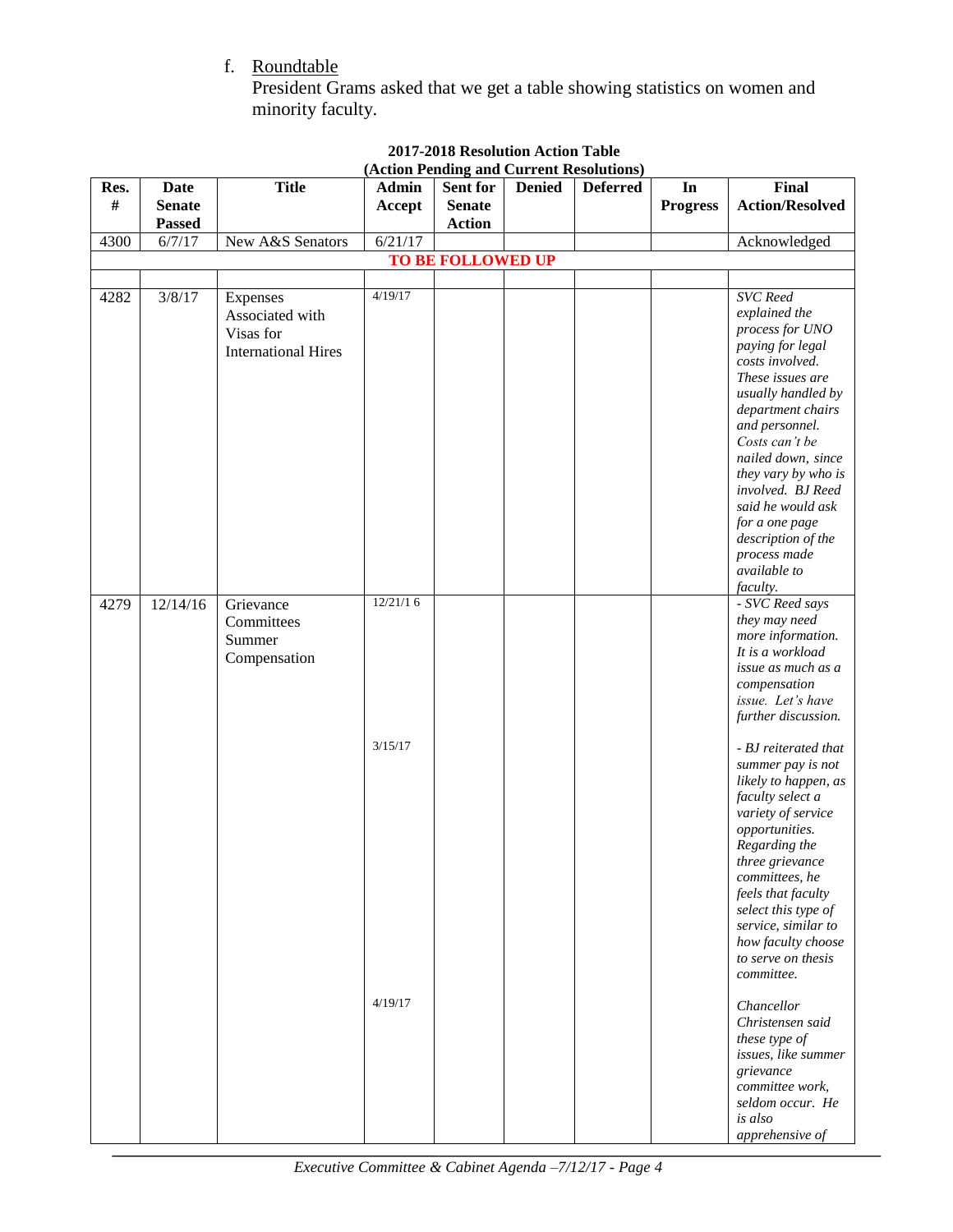f. Roundtable

President Grams asked that we get a table showing statistics on women and minority faculty.

**2017-2018 Resolution Action Table**
**(Action Pending and Current Resolutions)**

| Res. # | Date Senate Passed | Title | Admin Accept | Sent for Senate Action | Denied | Deferred | In Progress | Final Action/Resolved |
|---|---|---|---|---|---|---|---|---|
| 4300 | 6/7/17 | New A&S Senators | 6/21/17 | | | | | Acknowledged |
| | | | | **TO BE FOLLOWED UP** | | | | |
| | | | | | | | | |
| 4282 | 3/8/17 | Expenses Associated with Visas for International Hires | 4/19/17 | | | | | *SVC Reed explained the process for UNO paying for legal costs involved. These issues are usually handled by department chairs and personnel. Costs can't be nailed down, since they vary by who is involved. BJ Reed said he would ask for a one page description of the process made available to faculty.* |
| 4279 | 12/14/16 | Grievance Committees Summer Compensation | 12/21/16<br><br>3/15/17<br><br>4/19/17 | | | | | *- SVC Reed says they may need more information. It is a workload issue as much as a compensation issue. Let's have further discussion.*<br><br>*- BJ reiterated that summer pay is not likely to happen, as faculty select a variety of service opportunities. Regarding the three grievance committees, he feels that faculty select this type of service, similar to how faculty choose to serve on thesis committee.*<br><br>*Chancellor Christensen said these type of issues, like summer grievance committee work, seldom occur. He is also apprehensive of* |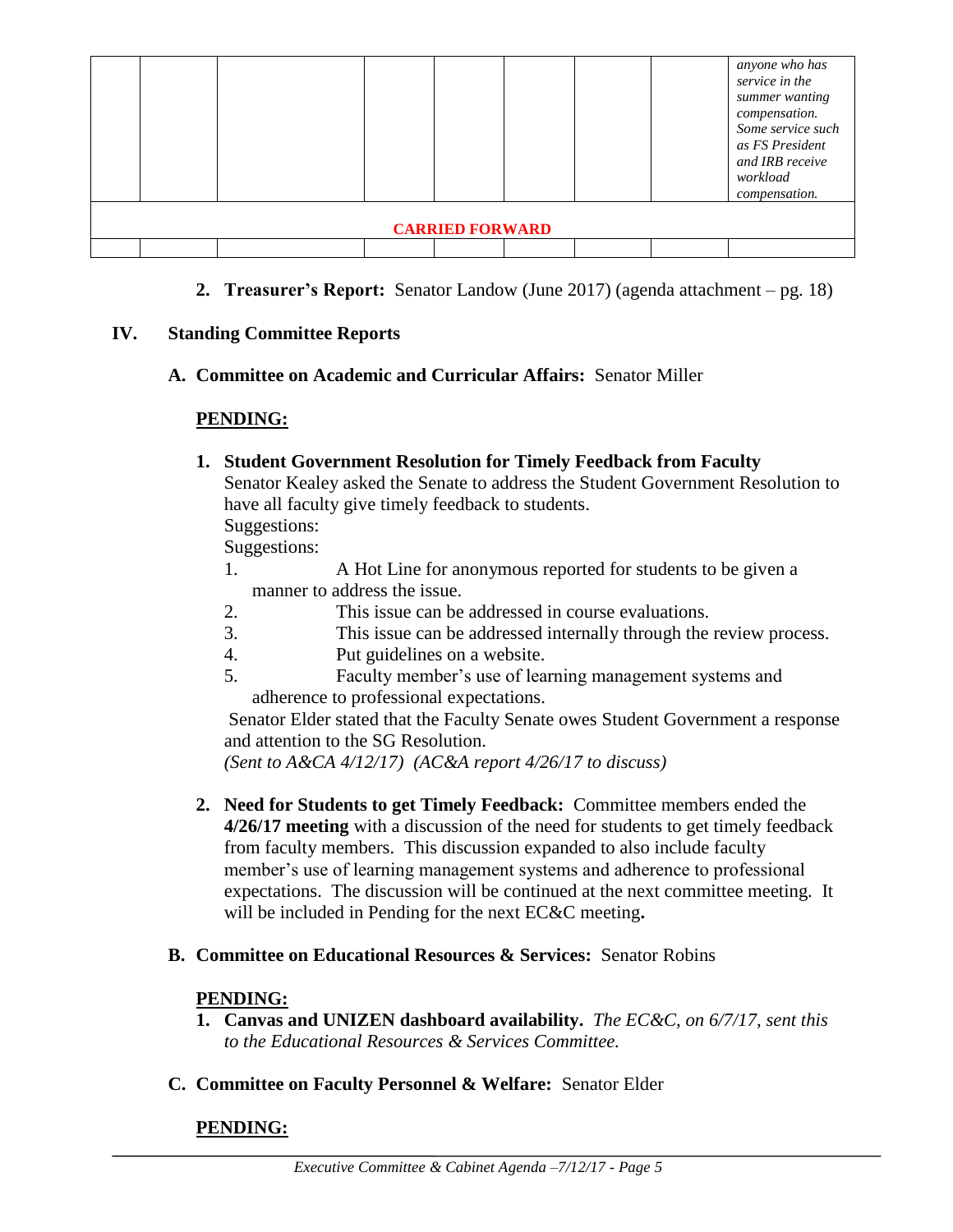| | | | | | | | | |
|---|---|---|---|---|---|---|---|---|
| | | | | | | | | *anyone who has service in the summer wanting compensation. Some service such as FS President and IRB receive workload compensation.* |
| **CARRIED FORWARD** | | | | | | | | |
| | | | | | | | | |

2. **Treasurer's Report:** Senator Landow (June 2017) (agenda attachment – pg. 18)

## IV. Standing Committee Reports

### A. Committee on Academic and Curricular Affairs: Senator Miller

**PENDING:**

1. **Student Government Resolution for Timely Feedback from Faculty**
   Senator Kealey asked the Senate to address the Student Government Resolution to have all faculty give timely feedback to students.
   Suggestions:
   Suggestions:
   1. A Hot Line for anonymous reported for students to be given a manner to address the issue.
   2. This issue can be addressed in course evaluations.
   3. This issue can be addressed internally through the review process.
   4. Put guidelines on a website.
   5. Faculty member's use of learning management systems and adherence to professional expectations.

   Senator Elder stated that the Faculty Senate owes Student Government a response and attention to the SG Resolution.
   *(Sent to A&CA 4/12/17) (AC&A report 4/26/17 to discuss)*

2. **Need for Students to get Timely Feedback:** Committee members ended the **4/26/17 meeting** with a discussion of the need for students to get timely feedback from faculty members. This discussion expanded to also include faculty member's use of learning management systems and adherence to professional expectations. The discussion will be continued at the next committee meeting. It will be included in Pending for the next EC&C meeting**.**

### B. Committee on Educational Resources & Services: Senator Robins

**PENDING:**

1. **Canvas and UNIZEN dashboard availability.** *The EC&C, on 6/7/17, sent this to the Educational Resources & Services Committee.*

### C. Committee on Faculty Personnel & Welfare: Senator Elder

**PENDING:**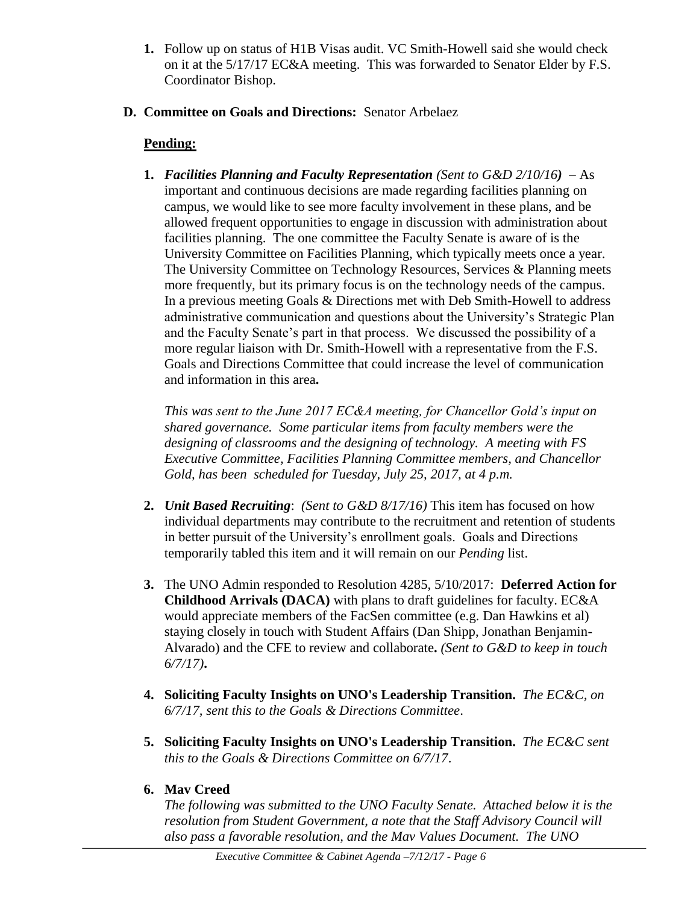1. Follow up on status of H1B Visas audit. VC Smith-Howell said she would check on it at the 5/17/17 EC&A meeting. This was forwarded to Senator Elder by F.S. Coordinator Bishop.

**D. Committee on Goals and Directions:** Senator Arbelaez

**Pending:**

1. ***Facilities Planning and Faculty Representation*** *(Sent to G&D 2/10/16)* – As important and continuous decisions are made regarding facilities planning on campus, we would like to see more faculty involvement in these plans, and be allowed frequent opportunities to engage in discussion with administration about facilities planning. The one committee the Faculty Senate is aware of is the University Committee on Facilities Planning, which typically meets once a year. The University Committee on Technology Resources, Services & Planning meets more frequently, but its primary focus is on the technology needs of the campus. In a previous meeting Goals & Directions met with Deb Smith-Howell to address administrative communication and questions about the University's Strategic Plan and the Faculty Senate's part in that process. We discussed the possibility of a more regular liaison with Dr. Smith-Howell with a representative from the F.S. Goals and Directions Committee that could increase the level of communication and information in this area**.**

   *This was sent to the June 2017 EC&A meeting, for Chancellor Gold's input on shared governance. Some particular items from faculty members were the designing of classrooms and the designing of technology. A meeting with FS Executive Committee, Facilities Planning Committee members, and Chancellor Gold, has been scheduled for Tuesday, July 25, 2017, at 4 p.m.*

2. ***Unit Based Recruiting***: *(Sent to G&D 8/17/16)* This item has focused on how individual departments may contribute to the recruitment and retention of students in better pursuit of the University's enrollment goals. Goals and Directions temporarily tabled this item and it will remain on our *Pending* list.

3. The UNO Admin responded to Resolution 4285, 5/10/2017: **Deferred Action for Childhood Arrivals (DACA)** with plans to draft guidelines for faculty. EC&A would appreciate members of the FacSen committee (e.g. Dan Hawkins et al) staying closely in touch with Student Affairs (Dan Shipp, Jonathan Benjamin-Alvarado) and the CFE to review and collaborate**.** *(Sent to G&D to keep in touch 6/7/17)***.**

4. **Soliciting Faculty Insights on UNO's Leadership Transition.** *The EC&C, on 6/7/17, sent this to the Goals & Directions Committee*.

5. **Soliciting Faculty Insights on UNO's Leadership Transition.** *The EC&C sent this to the Goals & Directions Committee on 6/7/17*.

6. **Mav Creed**

   *The following was submitted to the UNO Faculty Senate. Attached below it is the resolution from Student Government, a note that the Staff Advisory Council will also pass a favorable resolution, and the Mav Values Document. The UNO*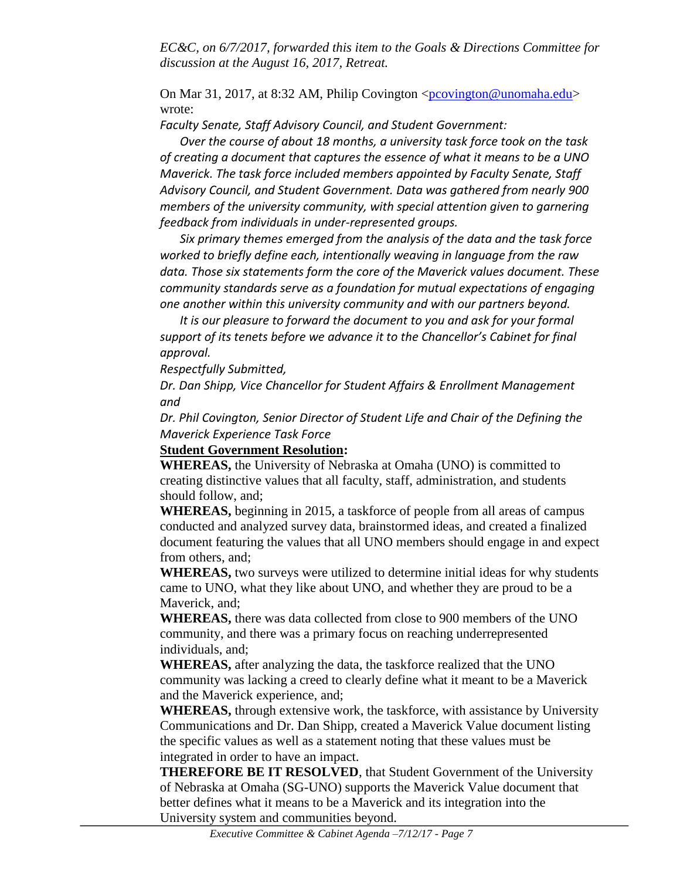*EC&C, on 6/7/2017, forwarded this item to the Goals & Directions Committee for discussion at the August 16, 2017, Retreat.*

On Mar 31, 2017, at 8:32 AM, Philip Covington <pcovington@unomaha.edu> wrote:

*Faculty Senate, Staff Advisory Council, and Student Government:*

*Over the course of about 18 months, a university task force took on the task of creating a document that captures the essence of what it means to be a UNO Maverick. The task force included members appointed by Faculty Senate, Staff Advisory Council, and Student Government. Data was gathered from nearly 900 members of the university community, with special attention given to garnering feedback from individuals in under-represented groups.*

*Six primary themes emerged from the analysis of the data and the task force worked to briefly define each, intentionally weaving in language from the raw data. Those six statements form the core of the Maverick values document. These community standards serve as a foundation for mutual expectations of engaging one another within this university community and with our partners beyond.*

*It is our pleasure to forward the document to you and ask for your formal support of its tenets before we advance it to the Chancellor's Cabinet for final approval.*

*Respectfully Submitted,*

*Dr. Dan Shipp, Vice Chancellor for Student Affairs & Enrollment Management and*

*Dr. Phil Covington, Senior Director of Student Life and Chair of the Defining the Maverick Experience Task Force*

**Student Government Resolution:**

**WHEREAS,** the University of Nebraska at Omaha (UNO) is committed to creating distinctive values that all faculty, staff, administration, and students should follow, and;

**WHEREAS,** beginning in 2015, a taskforce of people from all areas of campus conducted and analyzed survey data, brainstormed ideas, and created a finalized document featuring the values that all UNO members should engage in and expect from others, and;

**WHEREAS,** two surveys were utilized to determine initial ideas for why students came to UNO, what they like about UNO, and whether they are proud to be a Maverick, and;

**WHEREAS,** there was data collected from close to 900 members of the UNO community, and there was a primary focus on reaching underrepresented individuals, and;

**WHEREAS,** after analyzing the data, the taskforce realized that the UNO community was lacking a creed to clearly define what it meant to be a Maverick and the Maverick experience, and;

**WHEREAS,** through extensive work, the taskforce, with assistance by University Communications and Dr. Dan Shipp, created a Maverick Value document listing the specific values as well as a statement noting that these values must be integrated in order to have an impact.

**THEREFORE BE IT RESOLVED**, that Student Government of the University of Nebraska at Omaha (SG-UNO) supports the Maverick Value document that better defines what it means to be a Maverick and its integration into the University system and communities beyond.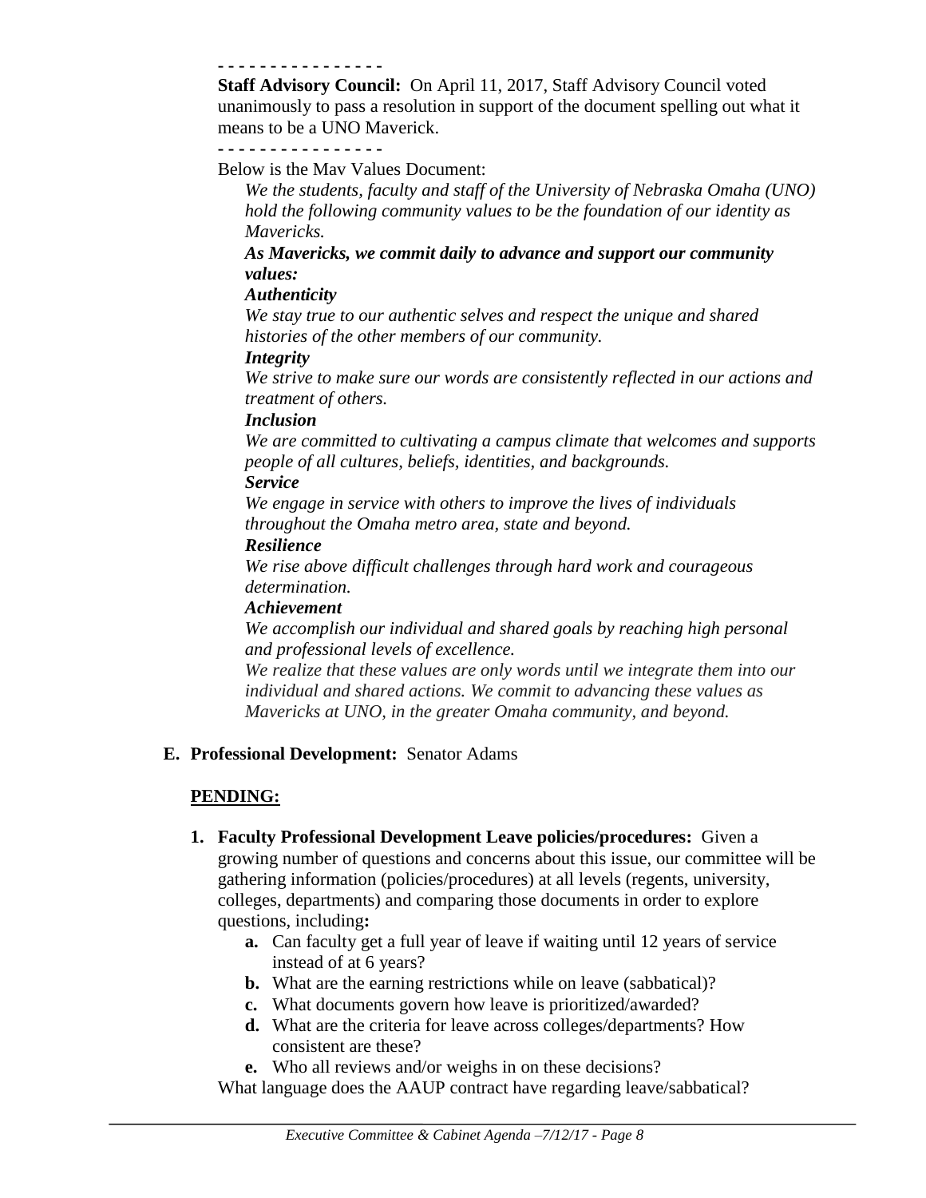- - - - - - - - - - - - - - - -

**Staff Advisory Council:** On April 11, 2017, Staff Advisory Council voted unanimously to pass a resolution in support of the document spelling out what it means to be a UNO Maverick.

- - - - - - - - - - - - - - - -

Below is the Mav Values Document:

*We the students, faculty and staff of the University of Nebraska Omaha (UNO) hold the following community values to be the foundation of our identity as Mavericks.*

***As Mavericks, we commit daily to advance and support our community values:***

***Authenticity***

*We stay true to our authentic selves and respect the unique and shared histories of the other members of our community.*

***Integrity***

*We strive to make sure our words are consistently reflected in our actions and treatment of others.*

***Inclusion***

*We are committed to cultivating a campus climate that welcomes and supports people of all cultures, beliefs, identities, and backgrounds.*

***Service***

*We engage in service with others to improve the lives of individuals throughout the Omaha metro area, state and beyond.*

***Resilience***

*We rise above difficult challenges through hard work and courageous determination.*

***Achievement***

*We accomplish our individual and shared goals by reaching high personal and professional levels of excellence.*

*We realize that these values are only words until we integrate them into our individual and shared actions. We commit to advancing these values as Mavericks at UNO, in the greater Omaha community, and beyond.*

**E. Professional Development:** Senator Adams

**PENDING:**

1. **Faculty Professional Development Leave policies/procedures:** Given a growing number of questions and concerns about this issue, our committee will be gathering information (policies/procedures) at all levels (regents, university, colleges, departments) and comparing those documents in order to explore questions, including**:**
   - **a.** Can faculty get a full year of leave if waiting until 12 years of service instead of at 6 years?
   - **b.** What are the earning restrictions while on leave (sabbatical)?
   - **c.** What documents govern how leave is prioritized/awarded?
   - **d.** What are the criteria for leave across colleges/departments? How consistent are these?
   - **e.** Who all reviews and/or weighs in on these decisions?

   What language does the AAUP contract have regarding leave/sabbatical?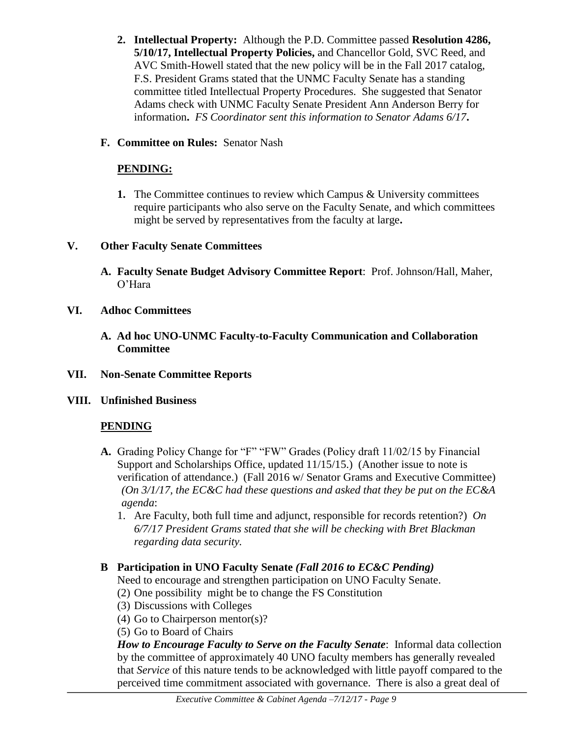2. **Intellectual Property:** Although the P.D. Committee passed **Resolution 4286, 5/10/17, Intellectual Property Policies,** and Chancellor Gold, SVC Reed, and AVC Smith-Howell stated that the new policy will be in the Fall 2017 catalog, F.S. President Grams stated that the UNMC Faculty Senate has a standing committee titled Intellectual Property Procedures. She suggested that Senator Adams check with UNMC Faculty Senate President Ann Anderson Berry for information**.** *FS Coordinator sent this information to Senator Adams 6/17***.**

**F. Committee on Rules:** Senator Nash

**PENDING:**

1. The Committee continues to review which Campus & University committees require participants who also serve on the Faculty Senate, and which committees might be served by representatives from the faculty at large**.**

## V. Other Faculty Senate Committees

**A. Faculty Senate Budget Advisory Committee Report**: Prof. Johnson/Hall, Maher, O'Hara

## VI. Adhoc Committees

**A. Ad hoc UNO-UNMC Faculty-to-Faculty Communication and Collaboration Committee**

## VII. Non-Senate Committee Reports

## VIII. Unfinished Business

**PENDING**

**A.** Grading Policy Change for "F" "FW" Grades (Policy draft 11/02/15 by Financial Support and Scholarships Office, updated 11/15/15.) (Another issue to note is verification of attendance.) (Fall 2016 w/ Senator Grams and Executive Committee) *(On 3/1/17, the EC&C had these questions and asked that they be put on the EC&A agenda*:

1. Are Faculty, both full time and adjunct, responsible for records retention?) *On 6/7/17 President Grams stated that she will be checking with Bret Blackman regarding data security.*

**B Participation in UNO Faculty Senate** ***(Fall 2016 to EC&C Pending)***

Need to encourage and strengthen participation on UNO Faculty Senate.

(2) One possibility might be to change the FS Constitution
(3) Discussions with Colleges
(4) Go to Chairperson mentor(s)?
(5) Go to Board of Chairs

***How to Encourage Faculty to Serve on the Faculty Senate***: Informal data collection by the committee of approximately 40 UNO faculty members has generally revealed that *Service* of this nature tends to be acknowledged with little payoff compared to the perceived time commitment associated with governance. There is also a great deal of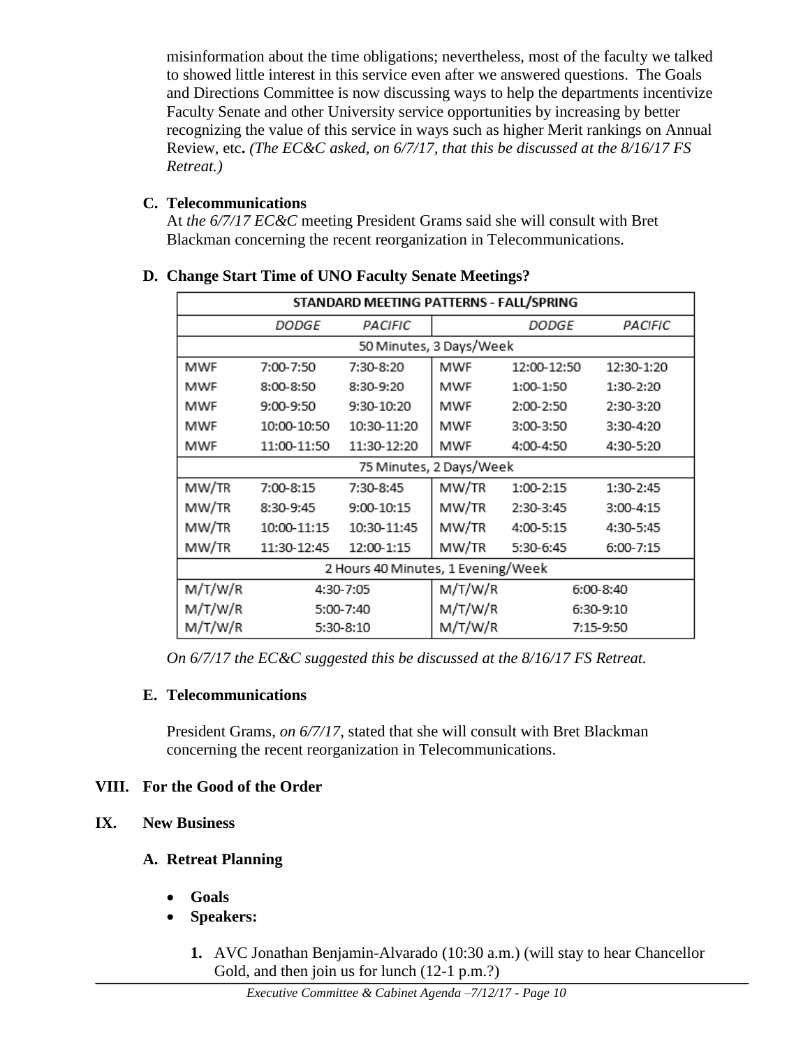misinformation about the time obligations; nevertheless, most of the faculty we talked to showed little interest in this service even after we answered questions. The Goals and Directions Committee is now discussing ways to help the departments incentivize Faculty Senate and other University service opportunities by increasing by better recognizing the value of this service in ways such as higher Merit rankings on Annual Review, etc**.** *(The EC&C asked, on 6/7/17, that this be discussed at the 8/16/17 FS Retreat.)*

### C. Telecommunications

At *the 6/7/17 EC&C* meeting President Grams said she will consult with Bret Blackman concerning the recent reorganization in Telecommunications.

### D. Change Start Time of UNO Faculty Senate Meetings?

| STANDARD MEETING PATTERNS - FALL/SPRING | | | | | |
|---|---|---|---|---|---|
| | *DODGE* | *PACIFIC* | | *DODGE* | *PACIFIC* |
| 50 Minutes, 3 Days/Week | | | | | |
| MWF | 7:00-7:50 | 7:30-8:20 | MWF | 12:00-12:50 | 12:30-1:20 |
| MWF | 8:00-8:50 | 8:30-9:20 | MWF | 1:00-1:50 | 1:30-2:20 |
| MWF | 9:00-9:50 | 9:30-10:20 | MWF | 2:00-2:50 | 2:30-3:20 |
| MWF | 10:00-10:50 | 10:30-11:20 | MWF | 3:00-3:50 | 3:30-4:20 |
| MWF | 11:00-11:50 | 11:30-12:20 | MWF | 4:00-4:50 | 4:30-5:20 |
| 75 Minutes, 2 Days/Week | | | | | |
| MW/TR | 7:00-8:15 | 7:30-8:45 | MW/TR | 1:00-2:15 | 1:30-2:45 |
| MW/TR | 8:30-9:45 | 9:00-10:15 | MW/TR | 2:30-3:45 | 3:00-4:15 |
| MW/TR | 10:00-11:15 | 10:30-11:45 | MW/TR | 4:00-5:15 | 4:30-5:45 |
| MW/TR | 11:30-12:45 | 12:00-1:15 | MW/TR | 5:30-6:45 | 6:00-7:15 |
| 2 Hours 40 Minutes, 1 Evening/Week | | | | | |
| M/T/W/R | 4:30-7:05 | | M/T/W/R | 6:00-8:40 | |
| M/T/W/R | 5:00-7:40 | | M/T/W/R | 6:30-9:10 | |
| M/T/W/R | 5:30-8:10 | | M/T/W/R | 7:15-9:50 | |

*On 6/7/17 the EC&C suggested this be discussed at the 8/16/17 FS Retreat.*

### E. Telecommunications

President Grams, *on 6/7/17*, stated that she will consult with Bret Blackman concerning the recent reorganization in Telecommunications.

## VIII. For the Good of the Order

## IX. New Business

### A. Retreat Planning

- **Goals**
- **Speakers:**

  1. AVC Jonathan Benjamin-Alvarado (10:30 a.m.) (will stay to hear Chancellor Gold, and then join us for lunch (12-1 p.m.?)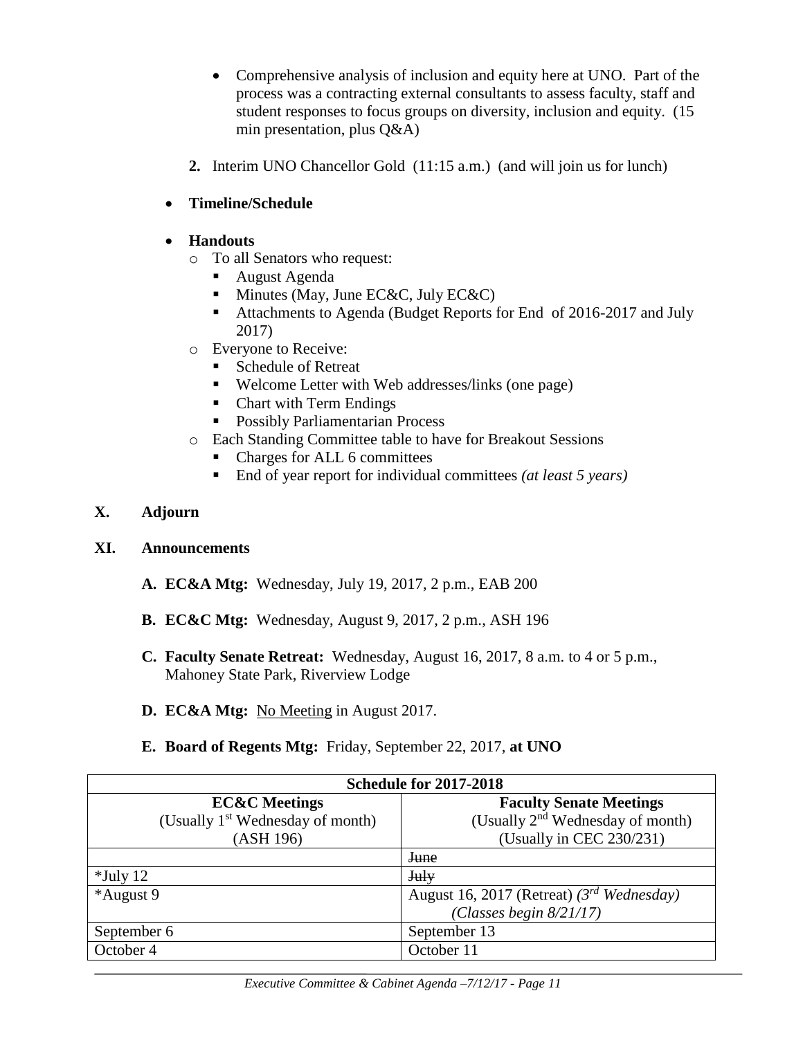- Comprehensive analysis of inclusion and equity here at UNO. Part of the process was a contracting external consultants to assess faculty, staff and student responses to focus groups on diversity, inclusion and equity. (15 min presentation, plus Q&A)

**2.** Interim UNO Chancellor Gold (11:15 a.m.) (and will join us for lunch)

- **Timeline/Schedule**

- **Handouts**
  - To all Senators who request:
    - August Agenda
    - Minutes (May, June EC&C, July EC&C)
    - Attachments to Agenda (Budget Reports for End of 2016-2017 and July 2017)
  - Everyone to Receive:
    - Schedule of Retreat
    - Welcome Letter with Web addresses/links (one page)
    - Chart with Term Endings
    - Possibly Parliamentarian Process
  - Each Standing Committee table to have for Breakout Sessions
    - Charges for ALL 6 committees
    - End of year report for individual committees *(at least 5 years)*

## X. Adjourn

## XI. Announcements

**A. EC&A Mtg:** Wednesday, July 19, 2017, 2 p.m., EAB 200

**B. EC&C Mtg:** Wednesday, August 9, 2017, 2 p.m., ASH 196

**C. Faculty Senate Retreat:** Wednesday, August 16, 2017, 8 a.m. to 4 or 5 p.m., Mahoney State Park, Riverview Lodge

**D. EC&A Mtg:** No Meeting in August 2017.

**E. Board of Regents Mtg:** Friday, September 22, 2017, **at UNO**

| **Schedule for 2017-2018** | |
|---|---|
| **EC&C Meetings** (Usually 1st Wednesday of month) (ASH 196) | **Faculty Senate Meetings** (Usually 2nd Wednesday of month) (Usually in CEC 230/231) |
| | ~~June~~ |
| *July 12 | ~~July~~ |
| *August 9 | August 16, 2017 (Retreat) *(3rd Wednesday)* *(Classes begin 8/21/17)* |
| September 6 | September 13 |
| October 4 | October 11 |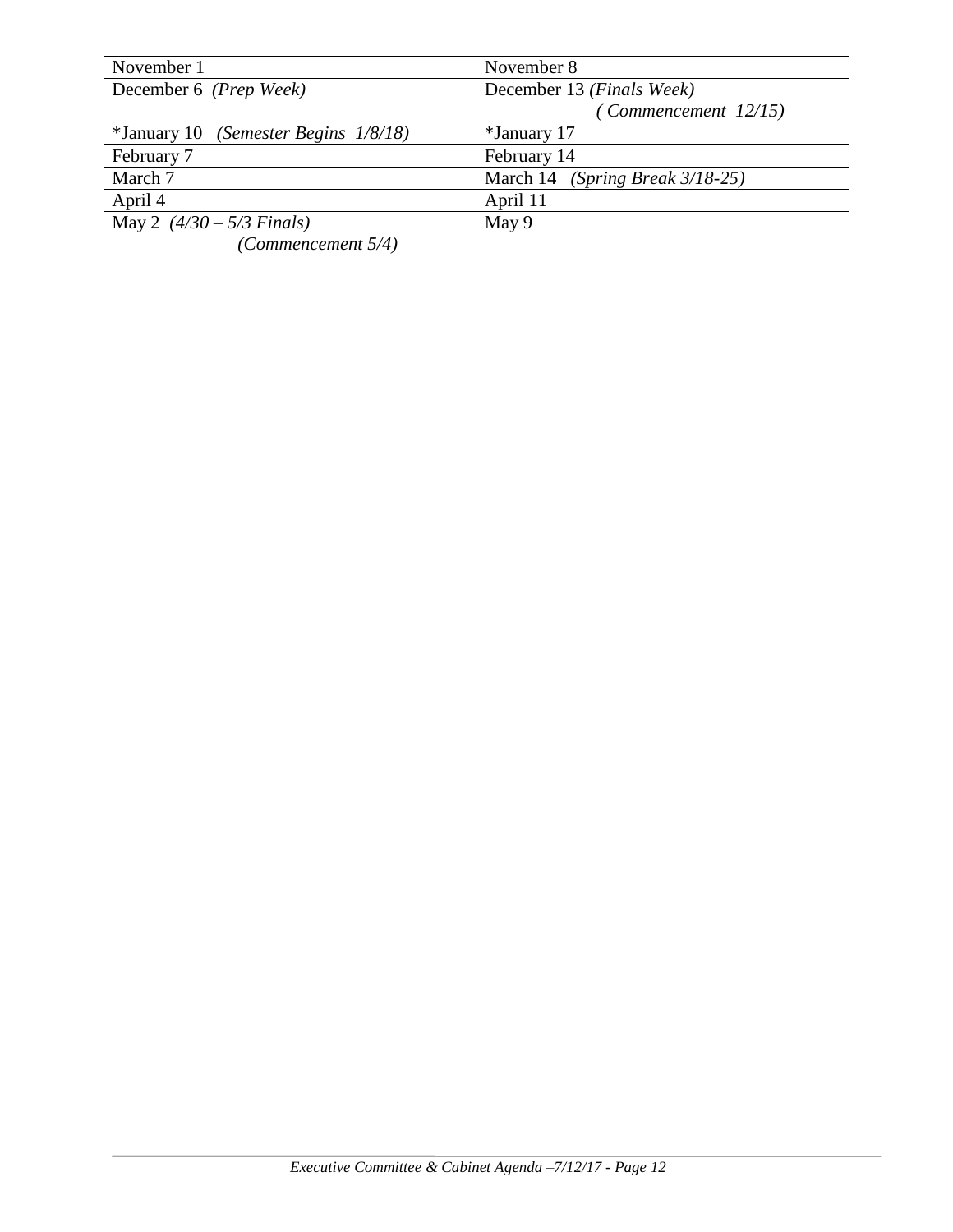| | |
|---|---|
| November 1 | November 8 |
| December 6 *(Prep Week)* | December 13 *(Finals Week)* *( Commencement 12/15)* |
| *January 10 *(Semester Begins 1/8/18)* | *January 17 |
| February 7 | February 14 |
| March 7 | March 14 *(Spring Break 3/18-25)* |
| April 4 | April 11 |
| May 2 *(4/30 – 5/3 Finals)* *(Commencement 5/4)* | May 9 |